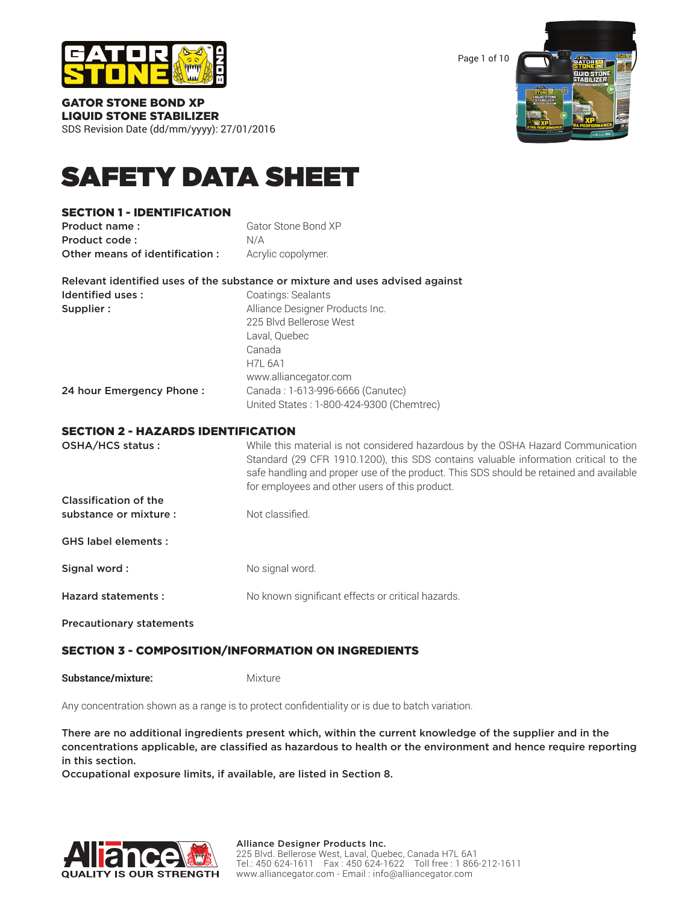**GATOR STONE BOND XP**
**LIQUID STONE STABILIZER**
SDS Revision Date (dd/mm/yyyy): 27/01/2016

# SAFETY DATA SHEET

## SECTION 1 - IDENTIFICATION

| | |
|---|---|
| **Product name :** | Gator Stone Bond XP |
| **Product code :** | N/A |
| **Other means of identification :** | Acrylic copolymer. |

**Relevant identified uses of the substance or mixture and uses advised against**

| | |
|---|---|
| **Identified uses :** | Coatings: Sealants |
| **Supplier :** | Alliance Designer Products Inc.<br>225 Blvd Bellerose West<br>Laval, Quebec<br>Canada<br>H7L 6A1<br>www.alliancegator.com |
| **24 hour Emergency Phone :** | Canada : 1-613-996-6666 (Canutec)<br>United States : 1-800-424-9300 (Chemtrec) |

## SECTION 2 - HAZARDS IDENTIFICATION

| | |
|---|---|
| **OSHA/HCS status :** | While this material is not considered hazardous by the OSHA Hazard Communication Standard (29 CFR 1910.1200), this SDS contains valuable information critical to the safe handling and proper use of the product. This SDS should be retained and available for employees and other users of this product. |
| **Classification of the substance or mixture :** | Not classified. |
| **GHS label elements :** | |
| **Signal word :** | No signal word. |
| **Hazard statements :** | No known significant effects or critical hazards. |
| **Precautionary statements** | |

## SECTION 3 - COMPOSITION/INFORMATION ON INGREDIENTS

**Substance/mixture:** Mixture

Any concentration shown as a range is to protect confidentiality or is due to batch variation.

**There are no additional ingredients present which, within the current knowledge of the supplier and in the concentrations applicable, are classified as hazardous to health or the environment and hence require reporting in this section.**
**Occupational exposure limits, if available, are listed in Section 8.**

**Alliance Designer Products Inc.**
225 Blvd. Bellerose West, Laval, Quebec, Canada H7L 6A1
Tel.: 450 624-1611 Fax : 450 624-1622 Toll free : 1 866-212-1611
www.alliancegator.com - Email : info@alliancegator.com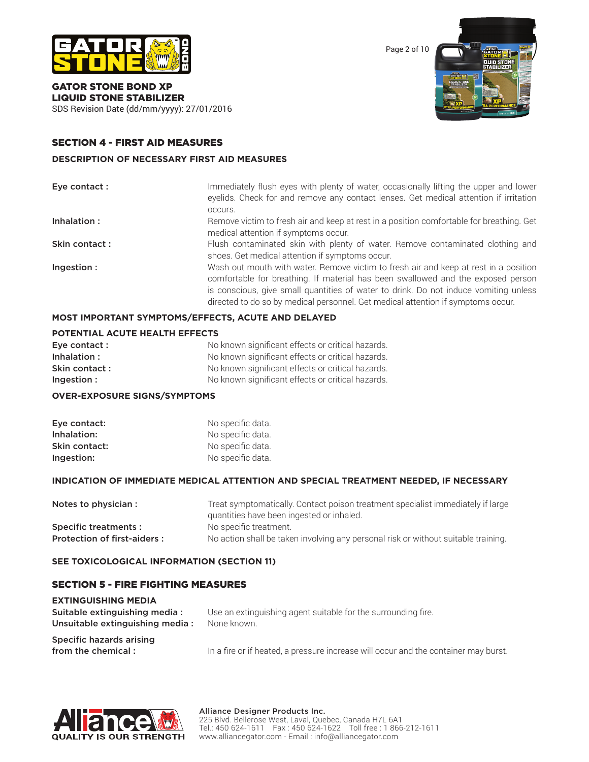## SECTION 4 - FIRST AID MEASURES

### DESCRIPTION OF NECESSARY FIRST AID MEASURES

| | |
|---|---|
| **Eye contact :** | Immediately flush eyes with plenty of water, occasionally lifting the upper and lower eyelids. Check for and remove any contact lenses. Get medical attention if irritation occurs. |
| **Inhalation :** | Remove victim to fresh air and keep at rest in a position comfortable for breathing. Get medical attention if symptoms occur. |
| **Skin contact :** | Flush contaminated skin with plenty of water. Remove contaminated clothing and shoes. Get medical attention if symptoms occur. |
| **Ingestion :** | Wash out mouth with water. Remove victim to fresh air and keep at rest in a position comfortable for breathing. If material has been swallowed and the exposed person is conscious, give small quantities of water to drink. Do not induce vomiting unless directed to do so by medical personnel. Get medical attention if symptoms occur. |

### MOST IMPORTANT SYMPTOMS/EFFECTS, ACUTE AND DELAYED

**POTENTIAL ACUTE HEALTH EFFECTS**

| | |
|---|---|
| **Eye contact :** | No known significant effects or critical hazards. |
| **Inhalation :** | No known significant effects or critical hazards. |
| **Skin contact :** | No known significant effects or critical hazards. |
| **Ingestion :** | No known significant effects or critical hazards. |

**OVER-EXPOSURE SIGNS/SYMPTOMS**

| | |
|---|---|
| **Eye contact:** | No specific data. |
| **Inhalation:** | No specific data. |
| **Skin contact:** | No specific data. |
| **Ingestion:** | No specific data. |

### INDICATION OF IMMEDIATE MEDICAL ATTENTION AND SPECIAL TREATMENT NEEDED, IF NECESSARY

| | |
|---|---|
| **Notes to physician :** | Treat symptomatically. Contact poison treatment specialist immediately if large quantities have been ingested or inhaled. |
| **Specific treatments :** | No specific treatment. |
| **Protection of first-aiders :** | No action shall be taken involving any personal risk or without suitable training. |

**SEE TOXICOLOGICAL INFORMATION (SECTION 11)**

## SECTION 5 - FIRE FIGHTING MEASURES

**EXTINGUISHING MEDIA**

| | |
|---|---|
| **Suitable extinguishing media :** | Use an extinguishing agent suitable for the surrounding fire. |
| **Unsuitable extinguishing media :** | None known. |
| **Specific hazards arising from the chemical :** | In a fire or if heated, a pressure increase will occur and the container may burst. |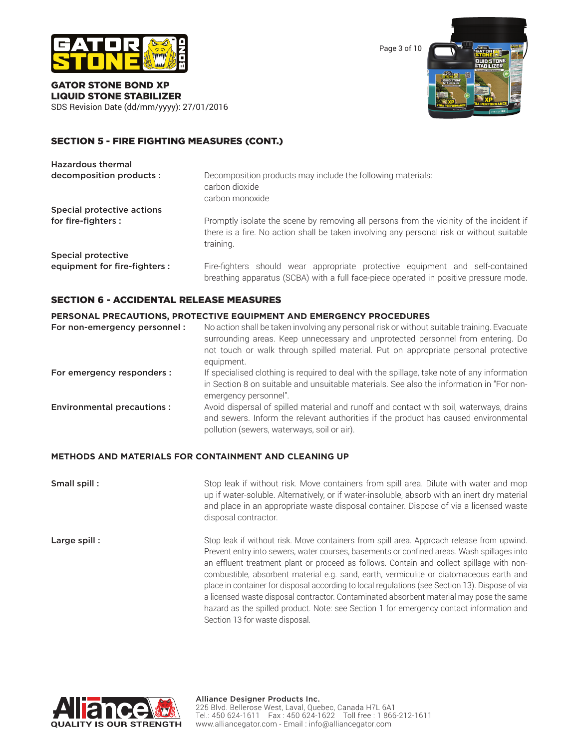## SECTION 5 - FIRE FIGHTING MEASURES (CONT.)

**Hazardous thermal decomposition products :** Decomposition products may include the following materials:
carbon dioxide
carbon monoxide

**Special protective actions for fire-fighters :** Promptly isolate the scene by removing all persons from the vicinity of the incident if there is a fire. No action shall be taken involving any personal risk or without suitable training.

**Special protective equipment for fire-fighters :** Fire-fighters should wear appropriate protective equipment and self-contained breathing apparatus (SCBA) with a full face-piece operated in positive pressure mode.

## SECTION 6 - ACCIDENTAL RELEASE MEASURES

### PERSONAL PRECAUTIONS, PROTECTIVE EQUIPMENT AND EMERGENCY PROCEDURES

**For non-emergency personnel :** No action shall be taken involving any personal risk or without suitable training. Evacuate surrounding areas. Keep unnecessary and unprotected personnel from entering. Do not touch or walk through spilled material. Put on appropriate personal protective equipment.

**For emergency responders :** If specialised clothing is required to deal with the spillage, take note of any information in Section 8 on suitable and unsuitable materials. See also the information in "For non-emergency personnel".

**Environmental precautions :** Avoid dispersal of spilled material and runoff and contact with soil, waterways, drains and sewers. Inform the relevant authorities if the product has caused environmental pollution (sewers, waterways, soil or air).

### METHODS AND MATERIALS FOR CONTAINMENT AND CLEANING UP

**Small spill :** Stop leak if without risk. Move containers from spill area. Dilute with water and mop up if water-soluble. Alternatively, or if water-insoluble, absorb with an inert dry material and place in an appropriate waste disposal container. Dispose of via a licensed waste disposal contractor.

**Large spill :** Stop leak if without risk. Move containers from spill area. Approach release from upwind. Prevent entry into sewers, water courses, basements or confined areas. Wash spillages into an effluent treatment plant or proceed as follows. Contain and collect spillage with non-combustible, absorbent material e.g. sand, earth, vermiculite or diatomaceous earth and place in container for disposal according to local regulations (see Section 13). Dispose of via a licensed waste disposal contractor. Contaminated absorbent material may pose the same hazard as the spilled product. Note: see Section 1 for emergency contact information and Section 13 for waste disposal.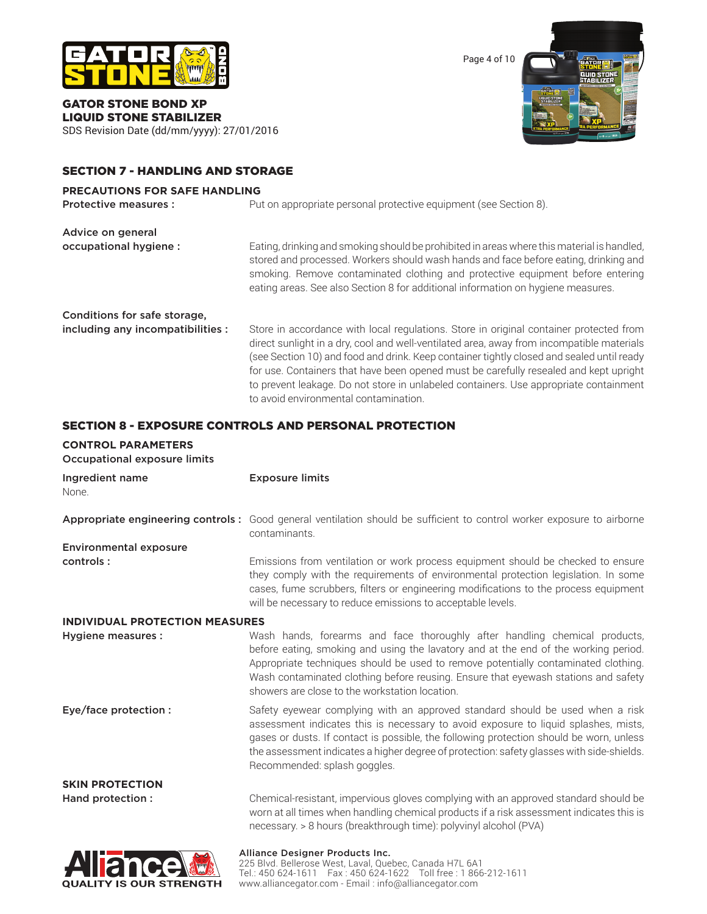## SECTION 7 - HANDLING AND STORAGE

### PRECAUTIONS FOR SAFE HANDLING

**Protective measures :** Put on appropriate personal protective equipment (see Section 8).

**Advice on general occupational hygiene :** Eating, drinking and smoking should be prohibited in areas where this material is handled, stored and processed. Workers should wash hands and face before eating, drinking and smoking. Remove contaminated clothing and protective equipment before entering eating areas. See also Section 8 for additional information on hygiene measures.

**Conditions for safe storage, including any incompatibilities :** Store in accordance with local regulations. Store in original container protected from direct sunlight in a dry, cool and well-ventilated area, away from incompatible materials (see Section 10) and food and drink. Keep container tightly closed and sealed until ready for use. Containers that have been opened must be carefully resealed and kept upright to prevent leakage. Do not store in unlabeled containers. Use appropriate containment to avoid environmental contamination.

## SECTION 8 - EXPOSURE CONTROLS AND PERSONAL PROTECTION

### CONTROL PARAMETERS

**Occupational exposure limits**

| Ingredient name | Exposure limits |
|---|---|
| None. | |

**Appropriate engineering controls :** Good general ventilation should be sufficient to control worker exposure to airborne contaminants.

**Environmental exposure controls :** Emissions from ventilation or work process equipment should be checked to ensure they comply with the requirements of environmental protection legislation. In some cases, fume scrubbers, filters or engineering modifications to the process equipment will be necessary to reduce emissions to acceptable levels.

### INDIVIDUAL PROTECTION MEASURES

**Hygiene measures :** Wash hands, forearms and face thoroughly after handling chemical products, before eating, smoking and using the lavatory and at the end of the working period. Appropriate techniques should be used to remove potentially contaminated clothing. Wash contaminated clothing before reusing. Ensure that eyewash stations and safety showers are close to the workstation location.

**Eye/face protection :** Safety eyewear complying with an approved standard should be used when a risk assessment indicates this is necessary to avoid exposure to liquid splashes, mists, gases or dusts. If contact is possible, the following protection should be worn, unless the assessment indicates a higher degree of protection: safety glasses with side-shields. Recommended: splash goggles.

### SKIN PROTECTION

**Hand protection :** Chemical-resistant, impervious gloves complying with an approved standard should be worn at all times when handling chemical products if a risk assessment indicates this is necessary. > 8 hours (breakthrough time): polyvinyl alcohol (PVA)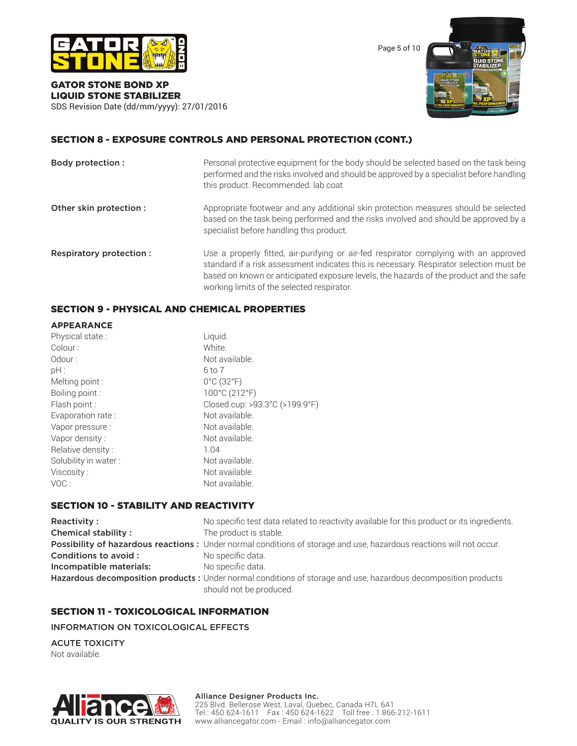## SECTION 8 - EXPOSURE CONTROLS AND PERSONAL PROTECTION (CONT.)

| | |
|---|---|
| **Body protection :** | Personal protective equipment for the body should be selected based on the task being performed and the risks involved and should be approved by a specialist before handling this product. Recommended: lab coat |
| **Other skin protection :** | Appropriate footwear and any additional skin protection measures should be selected based on the task being performed and the risks involved and should be approved by a specialist before handling this product. |
| **Respiratory protection :** | Use a properly fitted, air-purifying or air-fed respirator complying with an approved standard if a risk assessment indicates this is necessary. Respirator selection must be based on known or anticipated exposure levels, the hazards of the product and the safe working limits of the selected respirator. |

## SECTION 9 - PHYSICAL AND CHEMICAL PROPERTIES

### APPEARANCE

| | |
|---|---|
| Physical state : | Liquid. |
| Colour : | White. |
| Odour : | Not available. |
| pH : | 6 to 7 |
| Melting point : | 0°C (32°F) |
| Boiling point : | 100°C (212°F) |
| Flash point : | Closed cup: >93.3°C (>199.9°F) |
| Evaporation rate : | Not available. |
| Vapor pressure : | Not available. |
| Vapor density : | Not available. |
| Relative density : | 1.04 |
| Solubility in water : | Not available. |
| Viscosity : | Not available. |
| VOC : | Not available. |

## SECTION 10 - STABILITY AND REACTIVITY

| | |
|---|---|
| **Reactivity :** | No specific test data related to reactivity available for this product or its ingredients. |
| **Chemical stability :** | The product is stable. |
| **Possibility of hazardous reactions :** | Under normal conditions of storage and use, hazardous reactions will not occur. |
| **Conditions to avoid :** | No specific data. |
| **Incompatible materials:** | No specific data. |
| **Hazardous decomposition products :** | Under normal conditions of storage and use, hazardous decomposition products should not be produced. |

## SECTION 11 - TOXICOLOGICAL INFORMATION

INFORMATION ON TOXICOLOGICAL EFFECTS

ACUTE TOXICITY

Not available.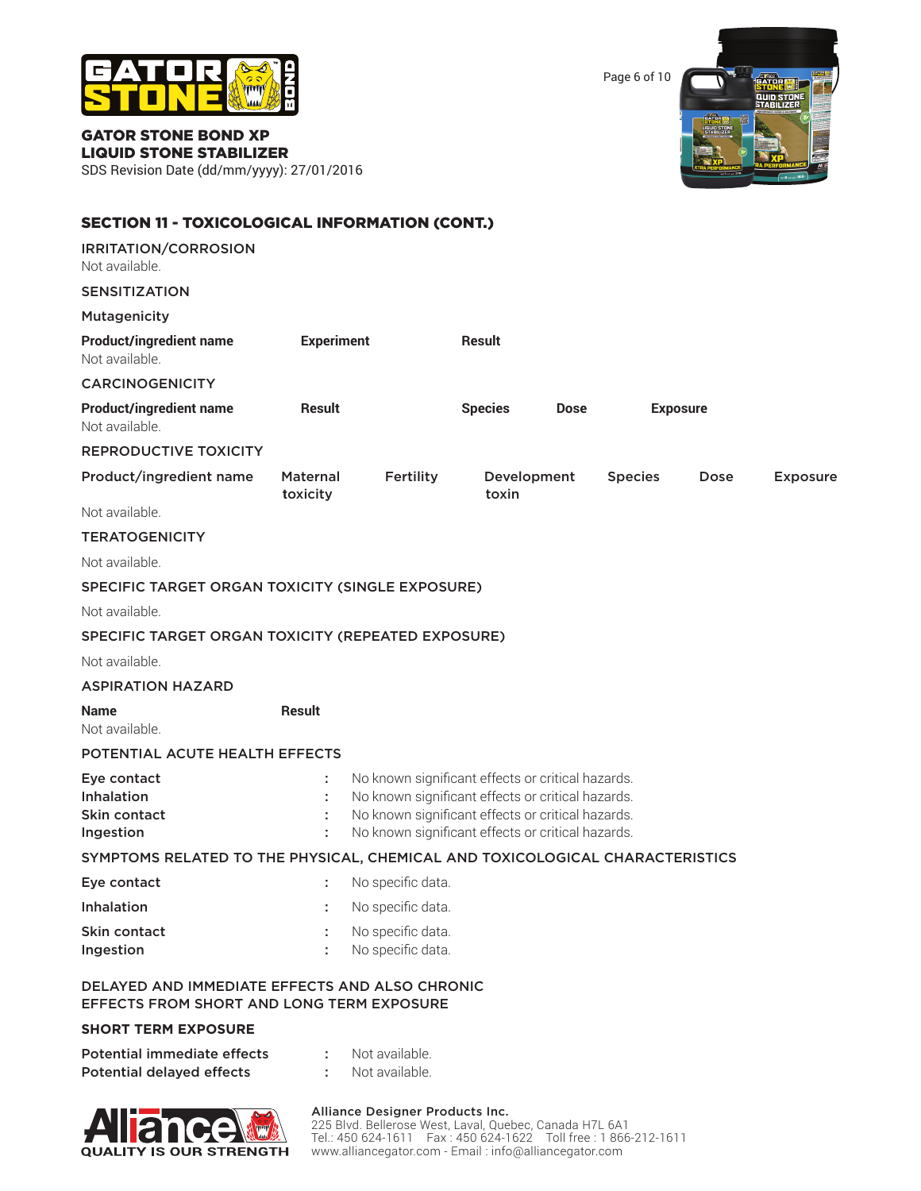## SECTION 11 - TOXICOLOGICAL INFORMATION (CONT.)

### IRRITATION/CORROSION

Not available.

### SENSITIZATION

### Mutagenicity

| Product/ingredient name | Experiment | Result |
|---|---|---|
| Not available. | | |

### CARCINOGENICITY

| Product/ingredient name | Result | Species | Dose | Exposure |
|---|---|---|---|---|
| Not available. | | | | |

### REPRODUCTIVE TOXICITY

| Product/ingredient name | Maternal toxicity | Fertility | Development toxin | Species | Dose | Exposure |
|---|---|---|---|---|---|---|
| Not available. | | | | | | |

### TERATOGENICITY

Not available.

### SPECIFIC TARGET ORGAN TOXICITY (SINGLE EXPOSURE)

Not available.

### SPECIFIC TARGET ORGAN TOXICITY (REPEATED EXPOSURE)

Not available.

### ASPIRATION HAZARD

| Name | Result |
|---|---|
| Not available. | |

### POTENTIAL ACUTE HEALTH EFFECTS

- **Eye contact** : No known significant effects or critical hazards.
- **Inhalation** : No known significant effects or critical hazards.
- **Skin contact** : No known significant effects or critical hazards.
- **Ingestion** : No known significant effects or critical hazards.

### SYMPTOMS RELATED TO THE PHYSICAL, CHEMICAL AND TOXICOLOGICAL CHARACTERISTICS

- **Eye contact** : No specific data.
- **Inhalation** : No specific data.
- **Skin contact** : No specific data.
- **Ingestion** : No specific data.

### DELAYED AND IMMEDIATE EFFECTS AND ALSO CHRONIC EFFECTS FROM SHORT AND LONG TERM EXPOSURE

### SHORT TERM EXPOSURE

- **Potential immediate effects** : Not available.
- **Potential delayed effects** : Not available.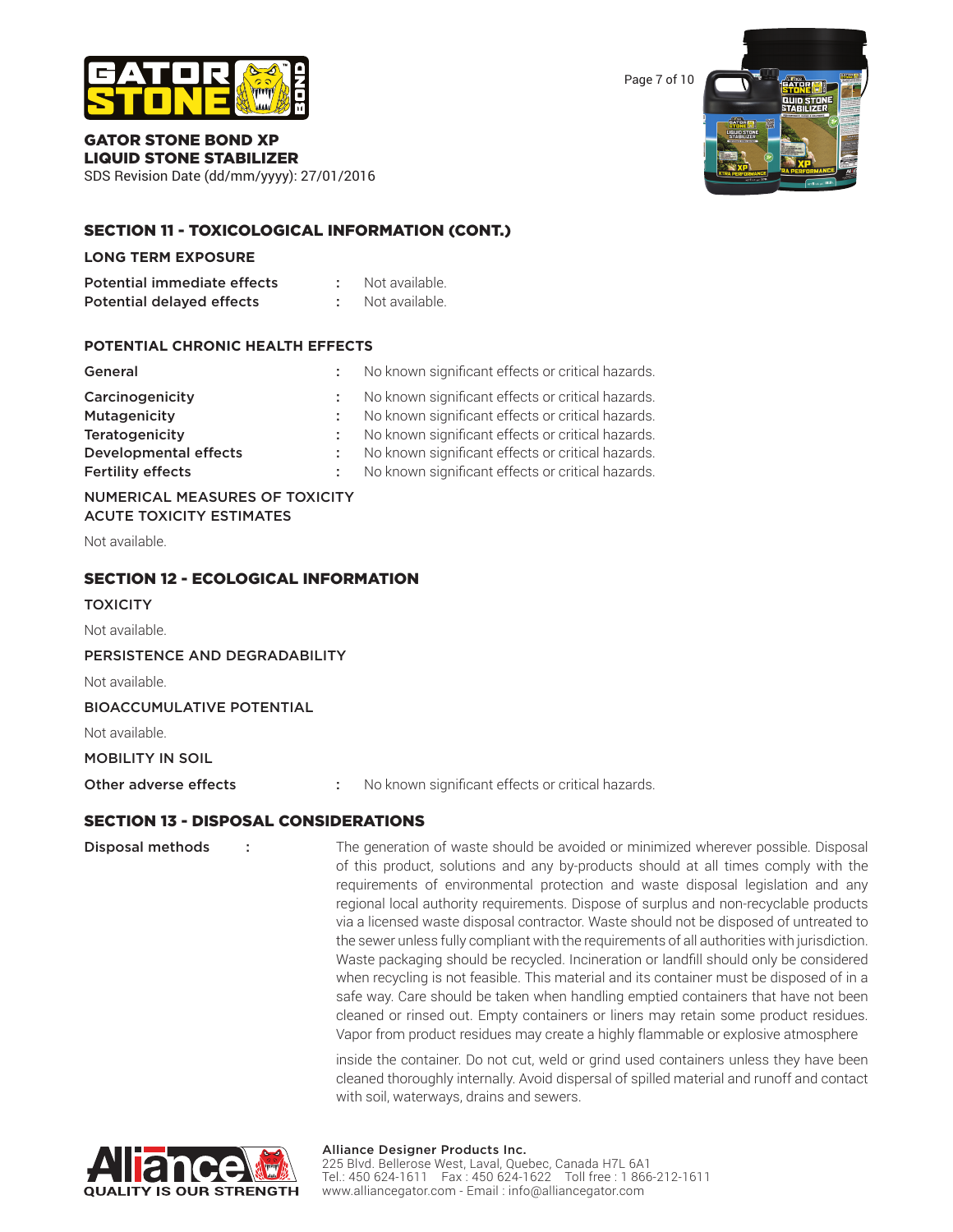## SECTION 11 - TOXICOLOGICAL INFORMATION (CONT.)

### LONG TERM EXPOSURE

| | | |
|---|---|---|
| **Potential immediate effects** | : | Not available. |
| **Potential delayed effects** | : | Not available. |

### POTENTIAL CHRONIC HEALTH EFFECTS

| | | |
|---|---|---|
| **General** | : | No known significant effects or critical hazards. |
| **Carcinogenicity** | : | No known significant effects or critical hazards. |
| **Mutagenicity** | : | No known significant effects or critical hazards. |
| **Teratogenicity** | : | No known significant effects or critical hazards. |
| **Developmental effects** | : | No known significant effects or critical hazards. |
| **Fertility effects** | : | No known significant effects or critical hazards. |

NUMERICAL MEASURES OF TOXICITY
ACUTE TOXICITY ESTIMATES

Not available.

## SECTION 12 - ECOLOGICAL INFORMATION

### TOXICITY

Not available.

### PERSISTENCE AND DEGRADABILITY

Not available.

### BIOACCUMULATIVE POTENTIAL

Not available.

### MOBILITY IN SOIL

| | | |
|---|---|---|
| **Other adverse effects** | : | No known significant effects or critical hazards. |

## SECTION 13 - DISPOSAL CONSIDERATIONS

**Disposal methods** : The generation of waste should be avoided or minimized wherever possible. Disposal of this product, solutions and any by-products should at all times comply with the requirements of environmental protection and waste disposal legislation and any regional local authority requirements. Dispose of surplus and non-recyclable products via a licensed waste disposal contractor. Waste should not be disposed of untreated to the sewer unless fully compliant with the requirements of all authorities with jurisdiction. Waste packaging should be recycled. Incineration or landfill should only be considered when recycling is not feasible. This material and its container must be disposed of in a safe way. Care should be taken when handling emptied containers that have not been cleaned or rinsed out. Empty containers or liners may retain some product residues. Vapor from product residues may create a highly flammable or explosive atmosphere inside the container. Do not cut, weld or grind used containers unless they have been cleaned thoroughly internally. Avoid dispersal of spilled material and runoff and contact with soil, waterways, drains and sewers.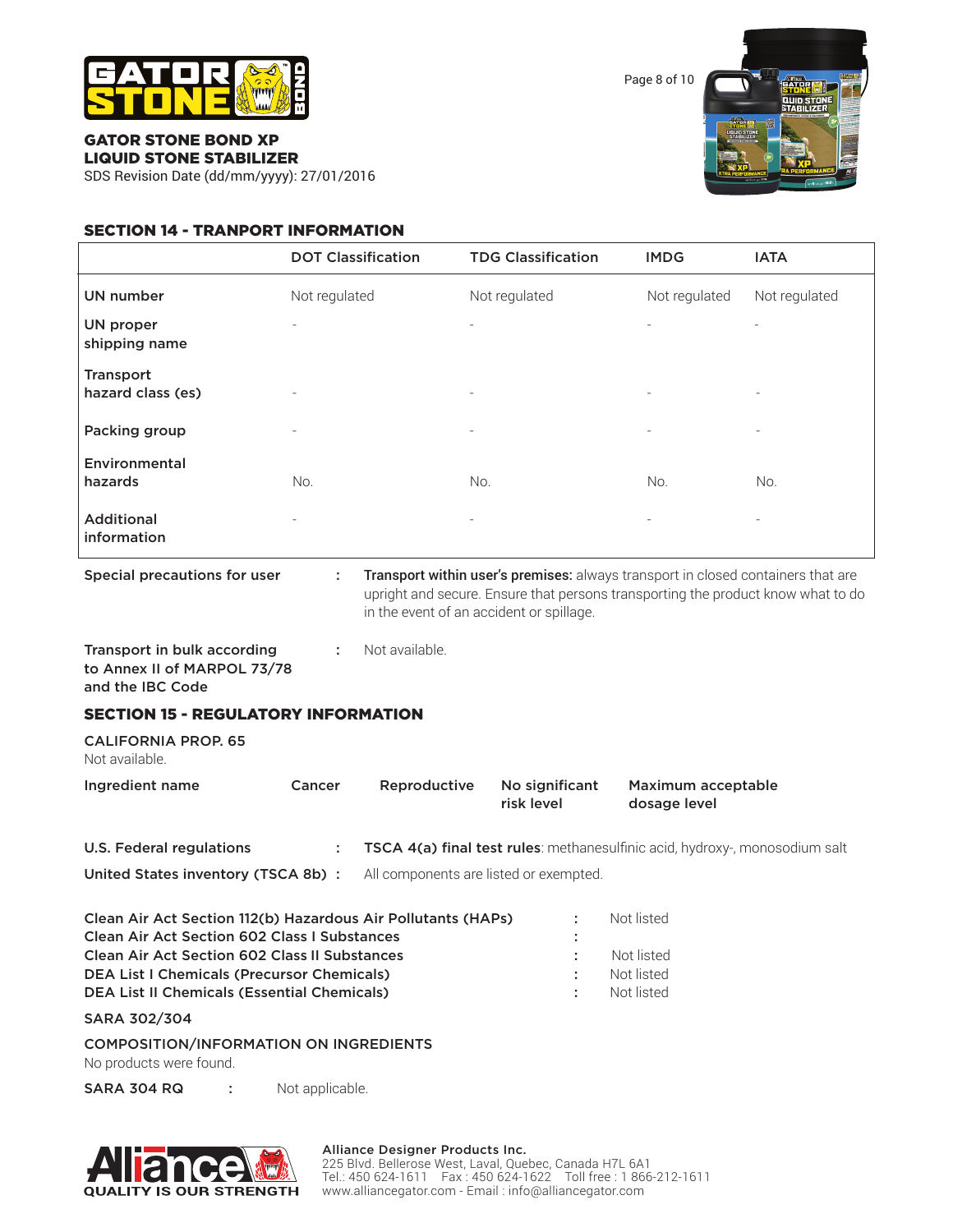## SECTION 14 - TRANPORT INFORMATION

| | DOT Classification | TDG Classification | IMDG | IATA |
|---|---|---|---|---|
| UN number | Not regulated | Not regulated | Not regulated | Not regulated |
| UN proper shipping name | - | - | - | - |
| Transport hazard class (es) | - | - | - | - |
| Packing group | - | - | - | - |
| Environmental hazards | No. | No. | No. | No. |
| Additional information | - | - | - | - |

**Special precautions for user** : **Transport within user's premises:** always transport in closed containers that are upright and secure. Ensure that persons transporting the product know what to do in the event of an accident or spillage.

**Transport in bulk according to Annex II of MARPOL 73/78 and the IBC Code** : Not available.

## SECTION 15 - REGULATORY INFORMATION

**CALIFORNIA PROP. 65**

Not available.

| Ingredient name | Cancer | Reproductive | No significant risk level | Maximum acceptable dosage level |
|---|---|---|---|---|

**U.S. Federal regulations** : **TSCA 4(a) final test rules**: methanesulfinic acid, hydroxy-, monosodium salt

**United States inventory (TSCA 8b)** : All components are listed or exempted.

**Clean Air Act Section 112(b) Hazardous Air Pollutants (HAPs)** : Not listed
**Clean Air Act Section 602 Class I Substances** :
**Clean Air Act Section 602 Class II Substances** : Not listed
**DEA List I Chemicals (Precursor Chemicals)** : Not listed
**DEA List II Chemicals (Essential Chemicals)** : Not listed

**SARA 302/304**

**COMPOSITION/INFORMATION ON INGREDIENTS**

No products were found.

**SARA 304 RQ** : Not applicable.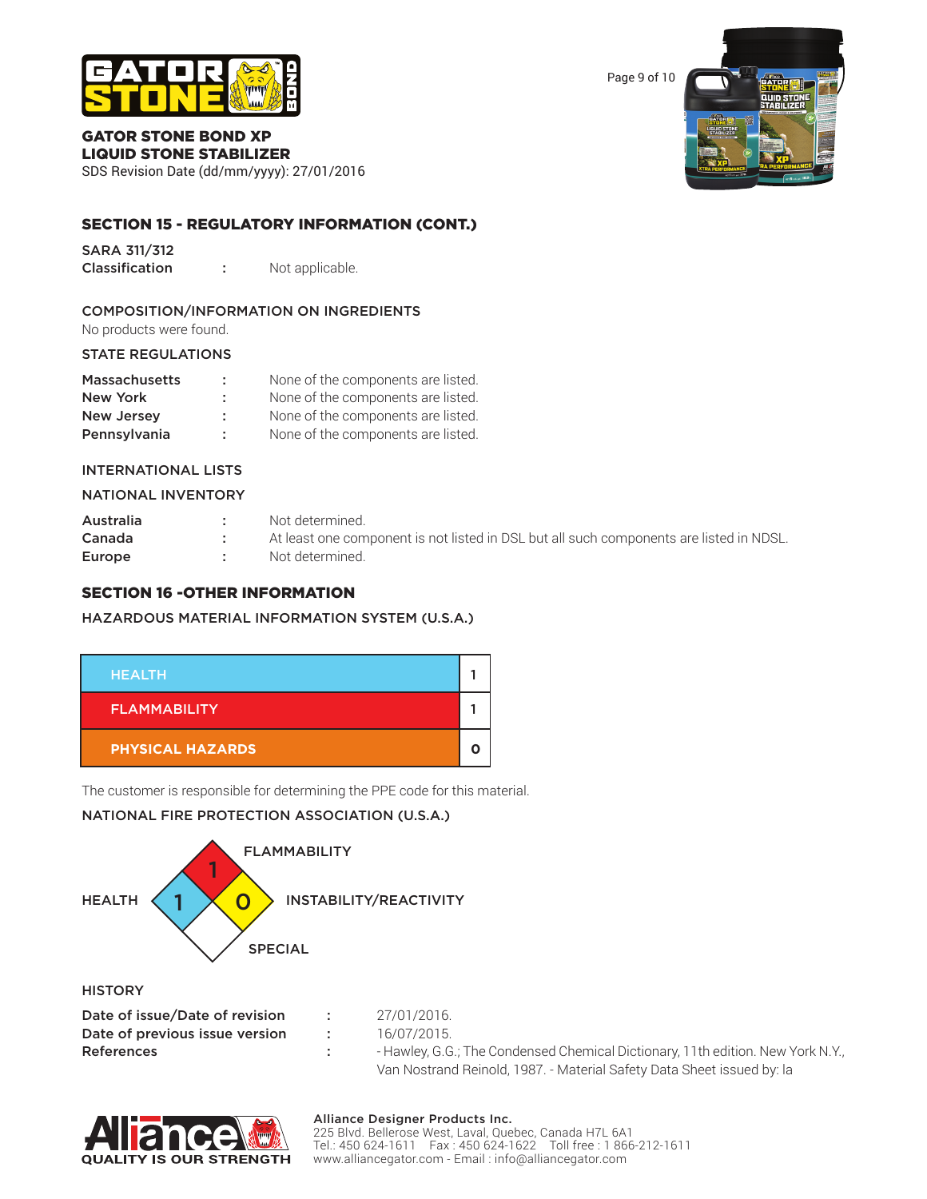## SECTION 15 - REGULATORY INFORMATION (CONT.)

**SARA 311/312 Classification** : Not applicable.

**COMPOSITION/INFORMATION ON INGREDIENTS**

No products were found.

**STATE REGULATIONS**

| | | |
|---|---|---|
| Massachusetts | : | None of the components are listed. |
| New York | : | None of the components are listed. |
| New Jersey | : | None of the components are listed. |
| Pennsylvania | : | None of the components are listed. |

**INTERNATIONAL LISTS**

**NATIONAL INVENTORY**

| | | |
|---|---|---|
| Australia | : | Not determined. |
| Canada | : | At least one component is not listed in DSL but all such components are listed in NDSL. |
| Europe | : | Not determined. |

## SECTION 16 -OTHER INFORMATION

**HAZARDOUS MATERIAL INFORMATION SYSTEM (U.S.A.)**

| | |
|---|---|
| HEALTH | 1 |
| FLAMMABILITY | 1 |
| PHYSICAL HAZARDS | 0 |

The customer is responsible for determining the PPE code for this material.

**NATIONAL FIRE PROTECTION ASSOCIATION (U.S.A.)**

| | |
|---|---|
| FLAMMABILITY | 1 |
| HEALTH | 1 |
| INSTABILITY/REACTIVITY | 0 |
| SPECIAL | |

**HISTORY**

| | | |
|---|---|---|
| Date of issue/Date of revision | : | 27/01/2016. |
| Date of previous issue version | : | 16/07/2015. |
| References | : | - Hawley, G.G.; The Condensed Chemical Dictionary, 11th edition. New York N.Y., Van Nostrand Reinold, 1987. - Material Safety Data Sheet issued by: la |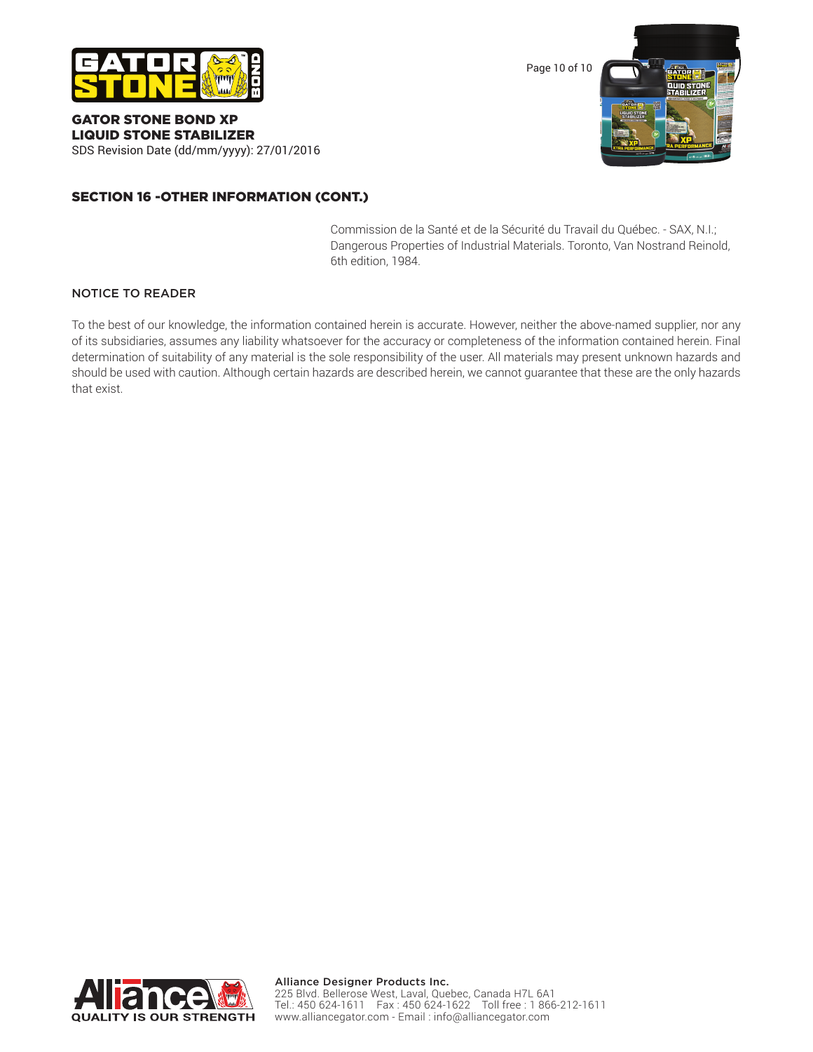## SECTION 16 -OTHER INFORMATION (CONT.)

Commission de la Santé et de la Sécurité du Travail du Québec. - SAX, N.I.; Dangerous Properties of Industrial Materials. Toronto, Van Nostrand Reinold, 6th edition, 1984.

### NOTICE TO READER

To the best of our knowledge, the information contained herein is accurate. However, neither the above-named supplier, nor any of its subsidiaries, assumes any liability whatsoever for the accuracy or completeness of the information contained herein. Final determination of suitability of any material is the sole responsibility of the user. All materials may present unknown hazards and should be used with caution. Although certain hazards are described herein, we cannot guarantee that these are the only hazards that exist.